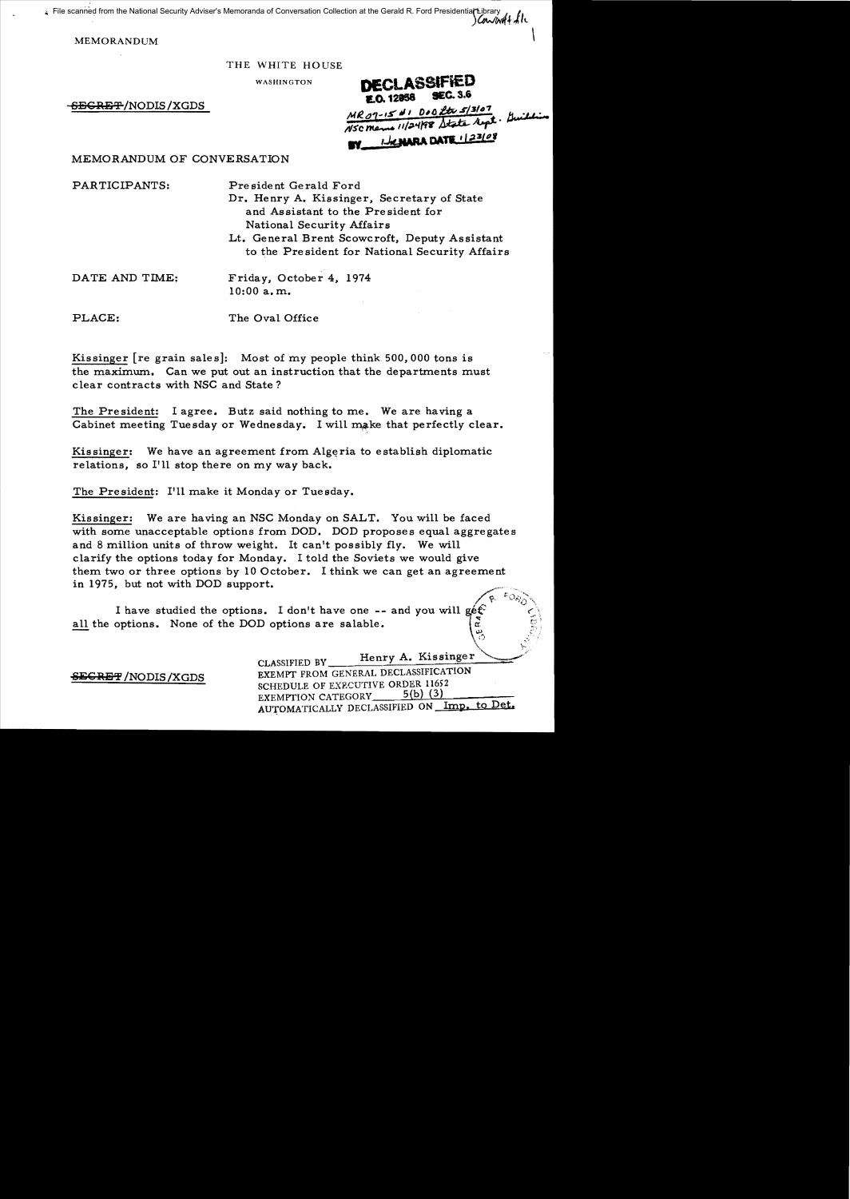File scanned from the National Security Adviser's Memoranda of Conversation Collection at the Gerald R. Ford Presidential Library

MEMORANDUM

THE WHITE HOUSE

WASHINGTON

~~SECRET~~/NODIS/XGDS

**DECLASSIFIED**
E.O. 12958 SEC. 3.6
MR 07-15 #1 DoD ltr 5/3/07
NSC memo 11/24/98 State Dept. Guidelines
BY NARA DATE 1/23/08

MEMORANDUM OF CONVERSATION

PARTICIPANTS: President Gerald Ford
Dr. Henry A. Kissinger, Secretary of State and Assistant to the President for National Security Affairs
Lt. General Brent Scowcroft, Deputy Assistant to the President for National Security Affairs

DATE AND TIME: Friday, October 4, 1974
10:00 a.m.

PLACE: The Oval Office

Kissinger [re grain sales]: Most of my people think 500,000 tons is the maximum. Can we put out an instruction that the departments must clear contracts with NSC and State?

The President: I agree. Butz said nothing to me. We are having a Cabinet meeting Tuesday or Wednesday. I will make that perfectly clear.

Kissinger: We have an agreement from Algeria to establish diplomatic relations, so I'll stop there on my way back.

The President: I'll make it Monday or Tuesday.

Kissinger: We are having an NSC Monday on SALT. You will be faced with some unacceptable options from DOD. DOD proposes equal aggregates and 8 million units of throw weight. It can't possibly fly. We will clarify the options today for Monday. I told the Soviets we would give them two or three options by 10 October. I think we can get an agreement in 1975, but not with DOD support.

I have studied the options. I don't have one -- and you will get all the options. None of the DOD options are salable.

~~SECRET~~/NODIS/XGDS

CLASSIFIED BY Henry A. Kissinger
EXEMPT FROM GENERAL DECLASSIFICATION SCHEDULE OF EXECUTIVE ORDER 11652
EXEMPTION CATEGORY 5(b) (3)
AUTOMATICALLY DECLASSIFIED ON Imp. to Det.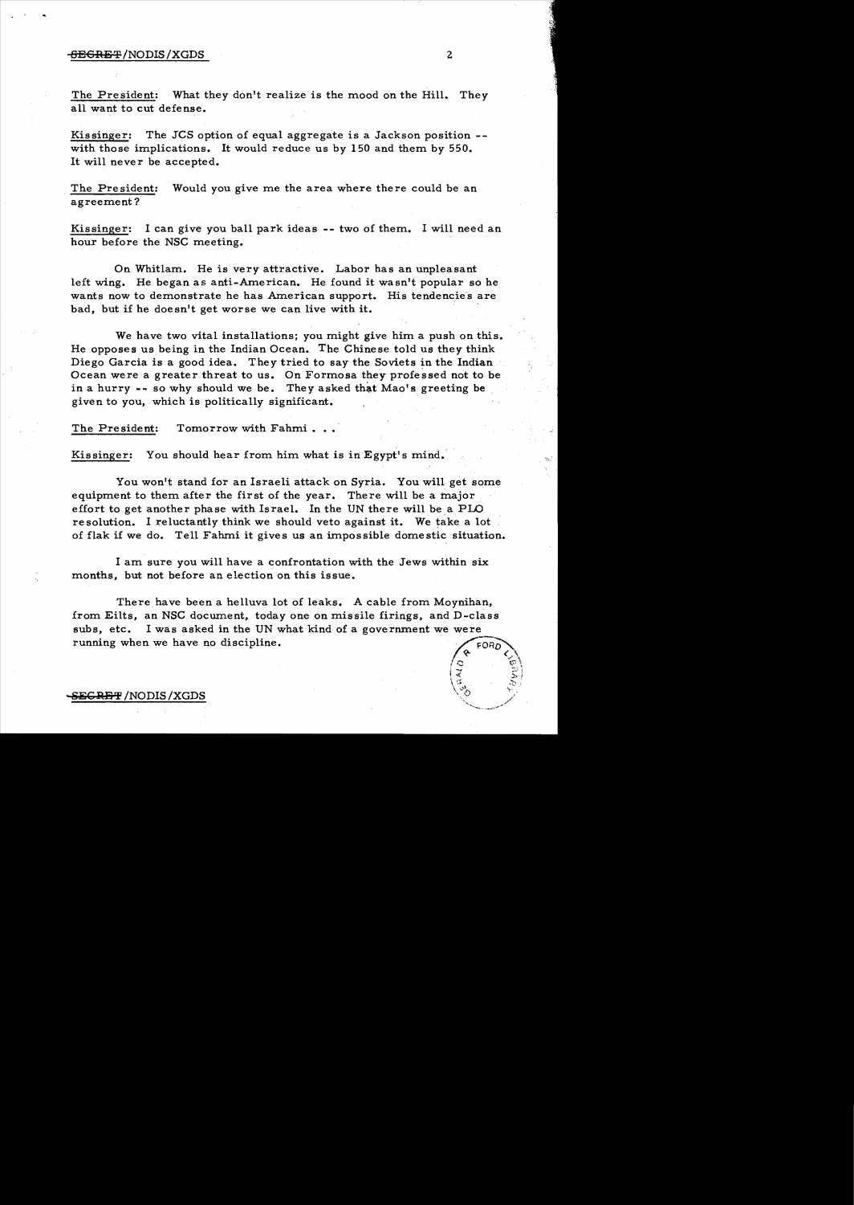The President: What they don't realize is the mood on the Hill. They all want to cut defense.

Kissinger: The JCS option of equal aggregate is a Jackson position -- with those implications. It would reduce us by 150 and them by 550. It will never be accepted.

The President: Would you give me the area where there could be an agreement?

Kissinger: I can give you ball park ideas -- two of them. I will need an hour before the NSC meeting.

On Whitlam. He is very attractive. Labor has an unpleasant left wing. He began as anti-American. He found it wasn't popular so he wants now to demonstrate he has American support. His tendencies are bad, but if he doesn't get worse we can live with it.

We have two vital installations; you might give him a push on this. He opposes us being in the Indian Ocean. The Chinese told us they think Diego Garcia is a good idea. They tried to say the Soviets in the Indian Ocean were a greater threat to us. On Formosa they professed not to be in a hurry -- so why should we be. They asked that Mao's greeting be given to you, which is politically significant.

The President: Tomorrow with Fahmi . . .

Kissinger: You should hear from him what is in Egypt's mind.

You won't stand for an Israeli attack on Syria. You will get some equipment to them after the first of the year. There will be a major effort to get another phase with Israel. In the UN there will be a PLO resolution. I reluctantly think we should veto against it. We take a lot of flak if we do. Tell Fahmi it gives us an impossible domestic situation.

I am sure you will have a confrontation with the Jews within six months, but not before an election on this issue.

There have been a helluva lot of leaks. A cable from Moynihan, from Eilts, an NSC document, today one on missile firings, and D-class subs, etc. I was asked in the UN what kind of a government we were running when we have no discipline.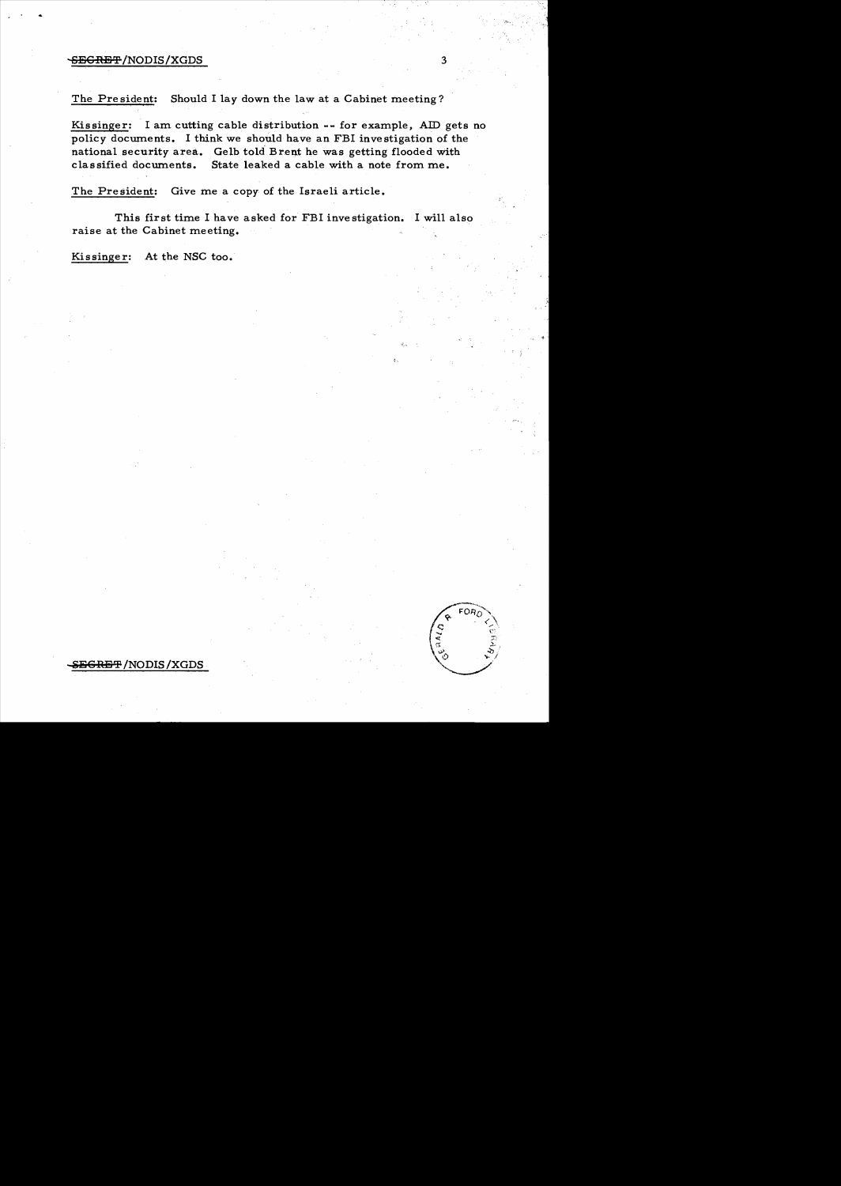The President: Should I lay down the law at a Cabinet meeting?

Kissinger: I am cutting cable distribution -- for example, AID gets no policy documents. I think we should have an FBI investigation of the national security area. Gelb told Brent he was getting flooded with classified documents. State leaked a cable with a note from me.

The President: Give me a copy of the Israeli article.

This first time I have asked for FBI investigation. I will also raise at the Cabinet meeting.

Kissinger: At the NSC too.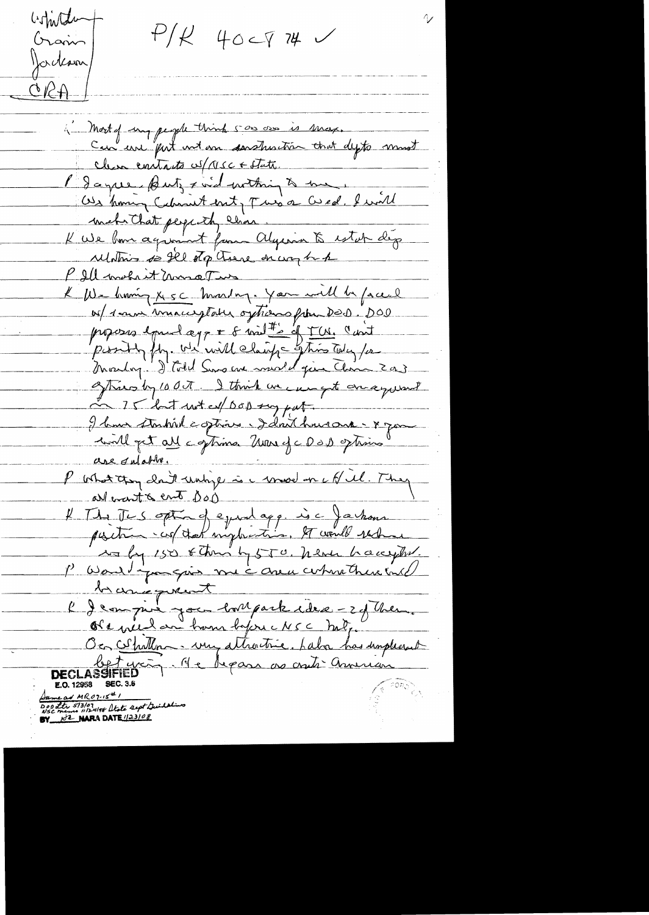Whitlam
Grain
Jackson
CRA

P/K 4 Oct 74 ✓

K Most of my people think 500,000 is max.
Can we put out an instruction that depts must clear contacts w/NSC & State.

P I agree. Butz & said nothing to me.
We having Cabinet mtg, Tues or Wed. I will make that perfectly clear.

K We have agreement from Algeria to estab dip relations so I'll stop there on way back

P I'll make it known at Tues

K We having NSC Monday. You will be faced w/ 1 more unacceptable options from DOD. DOD proposes equal agg + 8 mil #s of ICBMs. Can't possibly fly. We will clarify options today for Monday. I told Sonnenfeldt we would give Chinese 2 or 3 options by 10 Oct. I think we can get an agreement in 75 but not w/ DOD so far.
I have studied options. I don't know one - & you will get all options. None of DOD options are saleable.

P What they don't realize is mood on Hill. They all want to cut DOD.

K The JCS option of equal agg. is Jackson position - w/ that implication. It would reduce us by 150 & them by 550. Never be accepted.

P Would you give me area where there could be an agreement

K I comprise your ballpark idea - 2 of them.
We will have before NSC mtg.
On Whitlam - very attractive. Labor has unpleasant left wing. He began as anti-American

DECLASSIFIED
E.O. 12958 SEC. 3.6
Same as MR07-15 #1
DOD ltr 5/3/07; NSC memo 11/24/98 State dept Guidelines
BY __ NARA DATE 1/23/08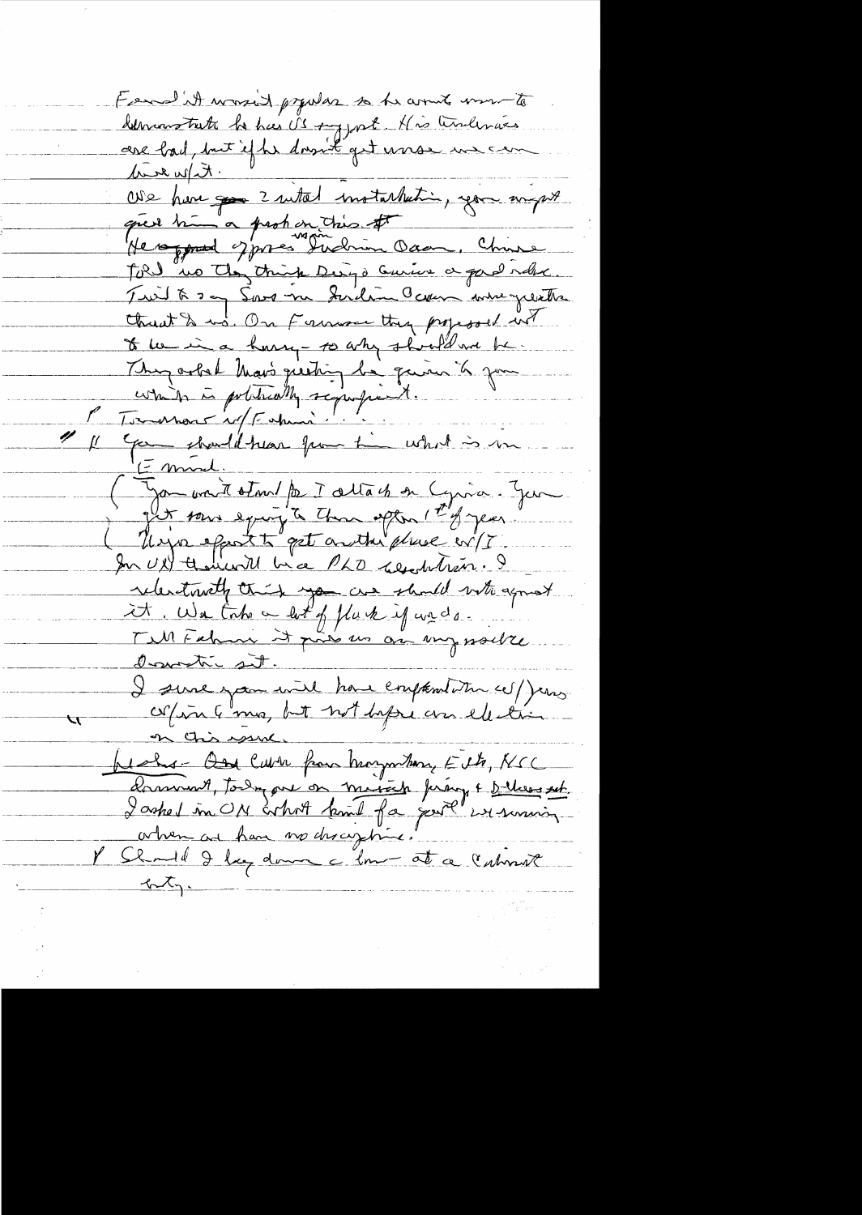Fernand it wasn't popular so he wants now to demonstrate he has US support. His tendencies are bad, but if he doesn't get worse we can live w/it.

We have got 2 naval installations, you might give him a push on this #

He opposed opposes Indian Ocean. China told us they think Diego Garcia a good idea. Tried to say Sov in Indian Ocean more greater threat to us. On Formosa they professed not to be in a hurry – so why should we be.

They asked Mao's greeting be given to you which is politically significant.

P Tomorrow w/Fahmi . . .

" K You should hear from him what is in E mind.

( You won't stand for I attack on Syria. You get some signing to them after 1st of year. Major effort to get another phase w/I.

In UN there will be a PLO resolution. I reluctantly think you we should vote against it. We take a lot of flack if we do.

Tell Fahmi it puts us an imp[ossible] position Domestic sit.

" I sure you will have confrontation w/Jews w/him & me, but not before an election on this issue.

Leaks – Did Cabinet pair[?] Morgenthau, E State, NSC document, Today one on missile firing & Dulles sub. I asked in ON what kind of govt we running when we have no discipline.

P Should I lay down a line at a Cabinet mtg.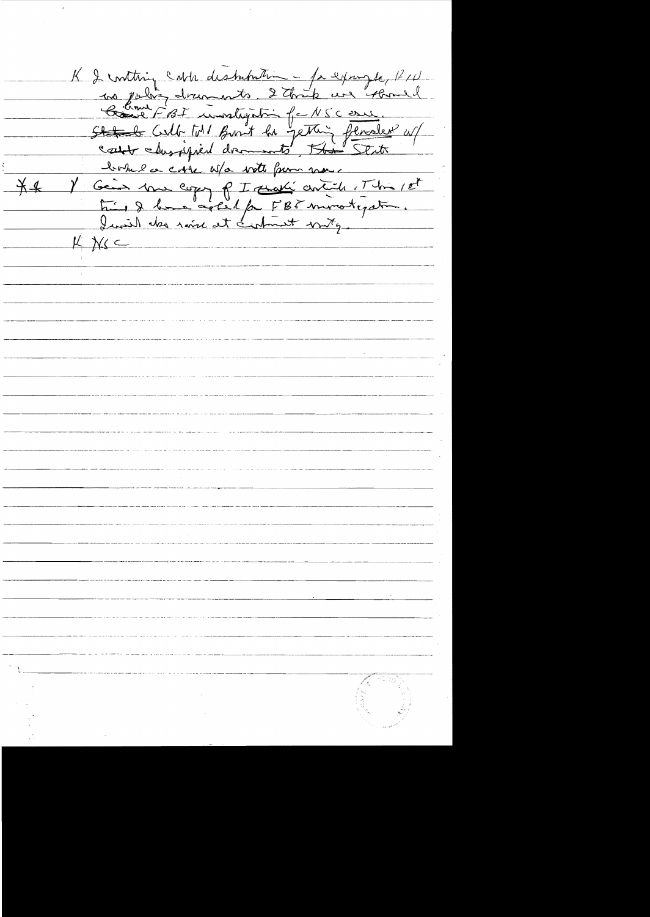K I writing CATH distribution - for example, P/W no policy documents. I think we should have FBI investigation of NSC area. State Colb told Brent he getting flooded w/ cast classified documents. The State broke a code w/a note from me.

** Y Gave me copy of I(?) article. This 1st time I have asked for FBI investigation. I will also raise at Cabinet mtg.

K NSC